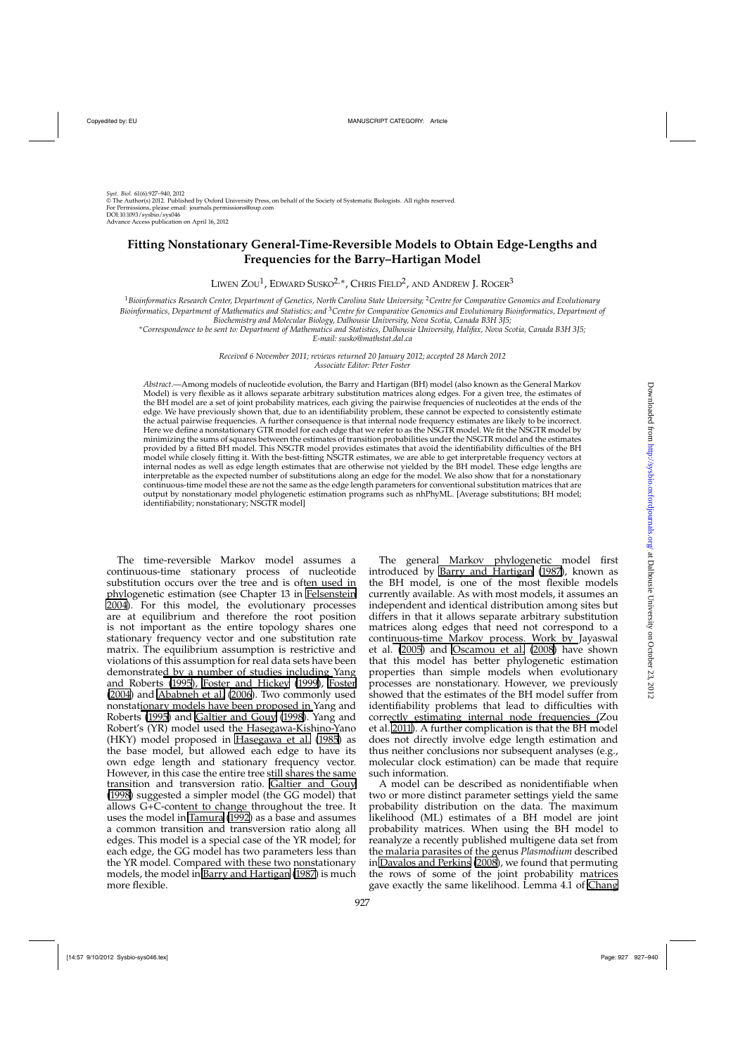# Fitting Nonstationary General-Time-Reversible Models to Obtain Edge-Lengths and Frequencies for the Barry–Hartigan Model

Liwen Zou[1], Edward Susko[2,*], Chris Field[2], and Andrew J. Roger[3]

[1]*Bioinformatics Research Center, Department of Genetics, North Carolina State University;* [2]*Centre for Comparative Genomics and Evolutionary Bioinformatics, Department of Mathematics and Statistics; and* [3]*Centre for Comparative Genomics and Evolutionary Bioinformatics, Department of Biochemistry and Molecular Biology, Dalhousie University, Nova Scotia, Canada B3H 3J5;*

*Correspondence to be sent to: Department of Mathematics and Statistics, Dalhousie University, Halifax, Nova Scotia, Canada B3H 3J5; E-mail: susko@mathstat.dal.ca*

*Received 6 November 2011; reviews returned 20 January 2012; accepted 28 March 2012*
*Associate Editor: Peter Foster*

*Abstract.*—Among models of nucleotide evolution, the Barry and Hartigan (BH) model (also known as the General Markov Model) is very flexible as it allows separate arbitrary substitution matrices along edges. For a given tree, the estimates of the BH model are a set of joint probability matrices, each giving the pairwise frequencies of nucleotides at the ends of the edge. We have previously shown that, due to an identifiability problem, these cannot be expected to consistently estimate the actual pairwise frequencies. A further consequence is that internal node frequency estimates are likely to be incorrect. Here we define a nonstationary GTR model for each edge that we refer to as the NSGTR model. We fit the NSGTR model by minimizing the sums of squares between the estimates of transition probabilities under the NSGTR model and the estimates provided by a fitted BH model. This NSGTR model provides estimates that avoid the identifiability difficulties of the BH model while closely fitting it. With the best-fitting NSGTR estimates, we are able to get interpretable frequency vectors at internal nodes as well as edge length estimates that are otherwise not yielded by the BH model. These edge lengths are interpretable as the expected number of substitutions along an edge for the model. We also show that for a nonstationary continuous-time model these are not the same as the edge length parameters for conventional substitution matrices that are output by nonstationary model phylogenetic estimation programs such as nhPhyML. [Average substitutions; BH model; identifiability; nonstationary; NSGTR model]

The time-reversible Markov model assumes a continuous-time stationary process of nucleotide substitution occurs over the tree and is often used in phylogenetic estimation (see Chapter 13 in Felsenstein 2004). For this model, the evolutionary processes are at equilibrium and therefore the root position is not important as the entire topology shares one stationary frequency vector and one substitution rate matrix. The equilibrium assumption is restrictive and violations of this assumption for real data sets have been demonstrated by a number of studies including Yang and Roberts (1995), Foster and Hickey (1999), Foster (2004) and Ababneh et al. (2006). Two commonly used nonstationary models have been proposed in Yang and Roberts (1995) and Galtier and Gouy (1998). Yang and Robert's (YR) model used the Hasegawa-Kishino-Yano (HKY) model proposed in Hasegawa et al. (1985) as the base model, but allowed each edge to have its own edge length and stationary frequency vector. However, in this case the entire tree still shares the same transition and transversion ratio. Galtier and Gouy (1998) suggested a simpler model (the GG model) that allows G+C-content to change throughout the tree. It uses the model in Tamura (1992) as a base and assumes a common transition and transversion ratio along all edges. This model is a special case of the YR model; for each edge, the GG model has two parameters less than the YR model. Compared with these two nonstationary models, the model in Barry and Hartigan (1987) is much more flexible.

The general Markov phylogenetic model first introduced by Barry and Hartigan (1987), known as the BH model, is one of the most flexible models currently available. As with most models, it assumes an independent and identical distribution among sites but differs in that it allows separate arbitrary substitution matrices along edges that need not correspond to a continuous-time Markov process. Work by Jayaswal et al. (2005) and Oscamou et al. (2008) have shown that this model has better phylogenetic estimation properties than simple models when evolutionary processes are nonstationary. However, we previously showed that the estimates of the BH model suffer from identifiability problems that lead to difficulties with correctly estimating internal node frequencies (Zou et al. 2011). A further complication is that the BH model does not directly involve edge length estimation and thus neither conclusions nor subsequent analyses (e.g., molecular clock estimation) can be made that require such information.

A model can be described as nonidentifiable when two or more distinct parameter settings yield the same probability distribution on the data. The maximum likelihood (ML) estimates of a BH model are joint probability matrices. When using the BH model to reanalyze a recently published multigene data set from the malaria parasites of the genus *Plasmodium* described in Davalos and Perkins (2008), we found that permuting the rows of some of the joint probability matrices gave exactly the same likelihood. Lemma 4.1 of Chang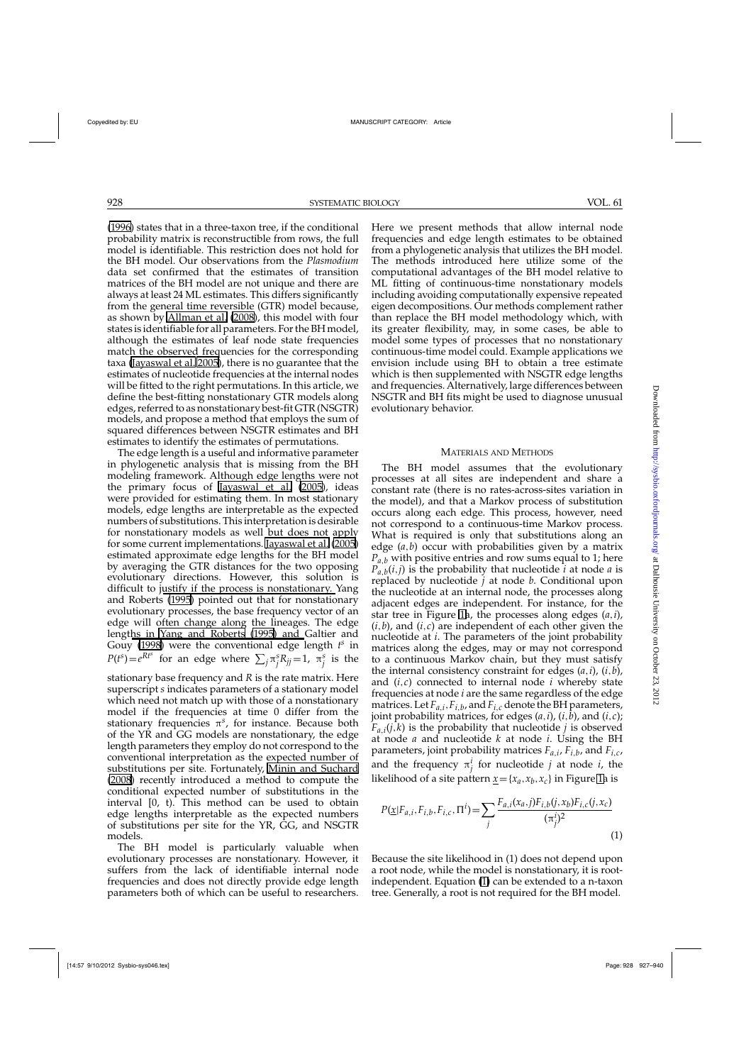(1996) states that in a three-taxon tree, if the conditional probability matrix is reconstructible from rows, the full model is identifiable. This restriction does not hold for the BH model. Our observations from the *Plasmodium* data set confirmed that the estimates of transition matrices of the BH model are not unique and there are always at least 24 ML estimates. This differs significantly from the general time reversible (GTR) model because, as shown by Allman et al. (2008), this model with four states is identifiable for all parameters. For the BH model, although the estimates of leaf node state frequencies match the observed frequencies for the corresponding taxa (Jayaswal et al. 2005), there is no guarantee that the estimates of nucleotide frequencies at the internal nodes will be fitted to the right permutations. In this article, we define the best-fitting nonstationary GTR models along edges, referred to as nonstationary best-fit GTR (NSGTR) models, and propose a method that employs the sum of squared differences between NSGTR estimates and BH estimates to identify the estimates of permutations.

The edge length is a useful and informative parameter in phylogenetic analysis that is missing from the BH modeling framework. Although edge lengths were not the primary focus of Jayaswal et al. (2005), ideas were provided for estimating them. In most stationary models, edge lengths are interpretable as the expected numbers of substitutions. This interpretation is desirable for nonstationary models as well but does not apply for some current implementations. Jayaswal et al. (2005) estimated approximate edge lengths for the BH model by averaging the GTR distances for the two opposing evolutionary directions. However, this solution is difficult to justify if the process is nonstationary. Yang and Roberts (1995) pointed out that for nonstationary evolutionary processes, the base frequency vector of an edge will often change along the lineages. The edge lengths in Yang and Roberts (1995) and Galtier and Gouy (1998) were the conventional edge length $t^s$ in $P(t^s)=e^{Rt^s}$ for an edge where $\sum_j \pi_j^s R_{jj}=1$, $\pi_j^s$ is the stationary base frequency and $R$ is the rate matrix. Here superscript $s$ indicates parameters of a stationary model which need not match up with those of a nonstationary model if the frequencies at time 0 differ from the stationary frequencies $\pi^s$, for instance. Because both of the YR and GG models are nonstationary, the edge length parameters they employ do not correspond to the conventional interpretation as the expected number of substitutions per site. Fortunately, Minin and Suchard (2008) recently introduced a method to compute the conditional expected number of substitutions in the interval [0, t). This method can be used to obtain edge lengths interpretable as the expected numbers of substitutions per site for the YR, GG, and NSGTR models.

The BH model is particularly valuable when evolutionary processes are nonstationary. However, it suffers from the lack of identifiable internal node frequencies and does not directly provide edge length parameters both of which can be useful to researchers.

Here we present methods that allow internal node frequencies and edge length estimates to be obtained from a phylogenetic analysis that utilizes the BH model. The methods introduced here utilize some of the computational advantages of the BH model relative to ML fitting of continuous-time nonstationary models including avoiding computationally expensive repeated eigen decompositions. Our methods complement rather than replace the BH model methodology which, with its greater flexibility, may, in some cases, be able to model some types of processes that no nonstationary continuous-time model could. Example applications we envision include using BH to obtain a tree estimate which is then supplemented with NSGTR edge lengths and frequencies. Alternatively, large differences between NSGTR and BH fits might be used to diagnose unusual evolutionary behavior.

## Materials and Methods

The BH model assumes that the evolutionary processes at all sites are independent and share a constant rate (there is no rates-across-sites variation in the model), and that a Markov process of substitution occurs along each edge. This process, however, need not correspond to a continuous-time Markov process. What is required is only that substitutions along an edge $(a,b)$ occur with probabilities given by a matrix $P_{a,b}$ with positive entries and row sums equal to 1; here $P_{a,b}(i,j)$ is the probability that nucleotide $i$ at node $a$ is replaced by nucleotide $j$ at node $b$. Conditional upon the nucleotide at an internal node, the processes along adjacent edges are independent. For instance, for the star tree in Figure 1a, the processes along edges $(a,i)$, $(i,b)$, and $(i,c)$ are independent of each other given the nucleotide at $i$. The parameters of the joint probability matrices along the edges, may or may not correspond to a continuous Markov chain, but they must satisfy the internal consistency constraint for edges $(a,i)$, $(i,b)$, and $(i,c)$ connected to internal node $i$ whereby state frequencies at node $i$ are the same regardless of the edge matrices. Let $F_{a,i}, F_{i,b}$, and $F_{i,c}$ denote the BH parameters, joint probability matrices, for edges $(a,i)$, $(i,b)$, and $(i,c)$; $F_{a,i}(j,k)$ is the probability that nucleotide $j$ is observed at node $a$ and nucleotide $k$ at node $i$. Using the BH parameters, joint probability matrices $F_{a,i}$, $F_{i,b}$, and $F_{i,c}$, and the frequency $\pi_j^i$ for nucleotide $j$ at node $i$, the likelihood of a site pattern $\underline{x}=\{x_a,x_b,x_c\}$ in Figure 1a is

$$P(\underline{x}|F_{a,i},F_{i,b},F_{i,c},\Pi^i)=\sum_j \frac{F_{a,i}(x_a,j)F_{i,b}(j,x_b)F_{i,c}(j,x_c)}{(\pi_j^i)^2} \tag{1}$$

Because the site likelihood in (1) does not depend upon a root node, while the model is nonstationary, it is root-independent. Equation (1) can be extended to a n-taxon tree. Generally, a root is not required for the BH model.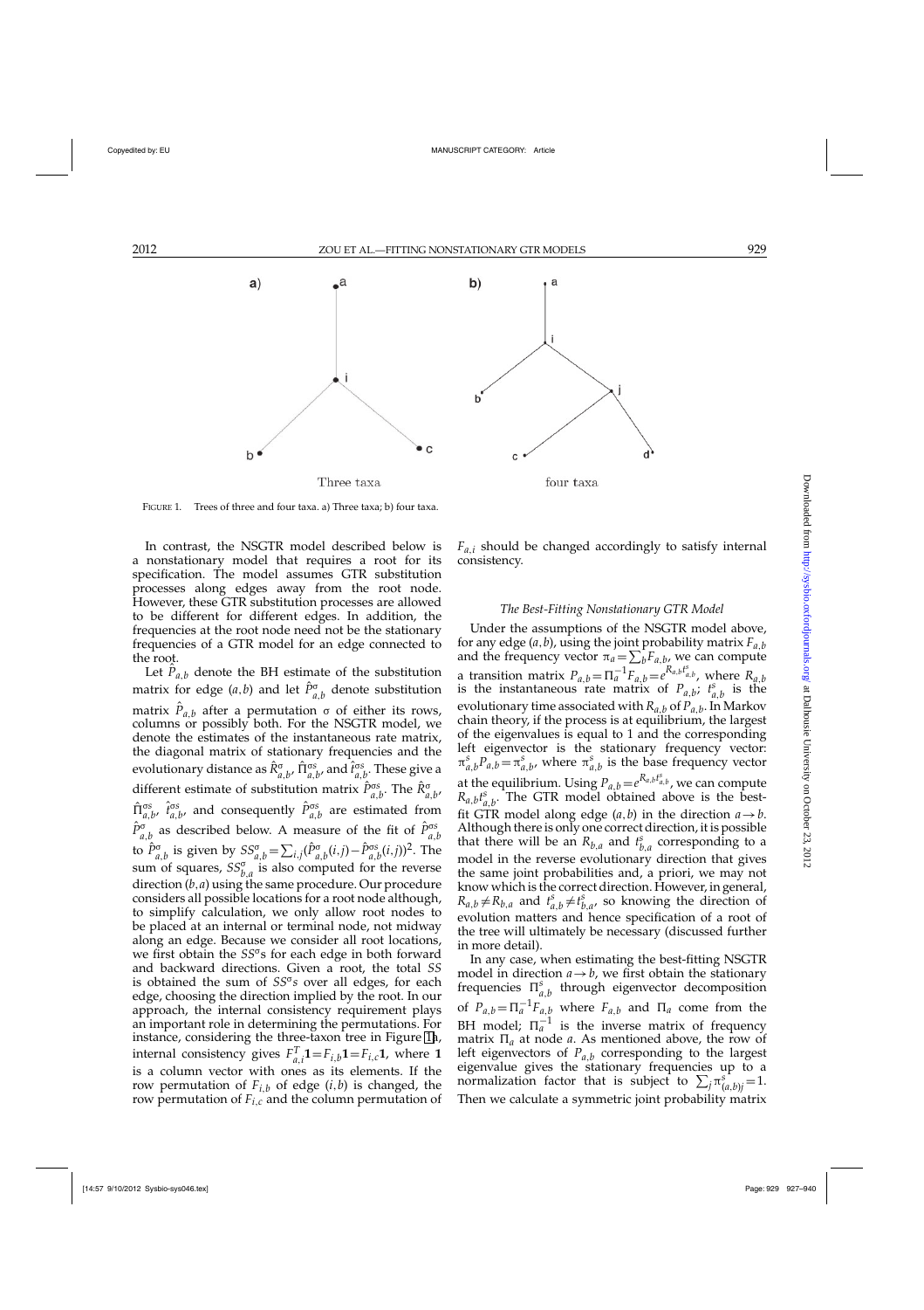Three taxa

four taxa

FIGURE 1. Trees of three and four taxa. a) Three taxa; b) four taxa.

In contrast, the NSGTR model described below is a nonstationary model that requires a root for its specification. The model assumes GTR substitution processes along edges away from the root node. However, these GTR substitution processes are allowed to be different for different edges. In addition, the frequencies at the root node need not be the stationary frequencies of a GTR model for an edge connected to the root.

Let $\hat{P}_{a,b}$ denote the BH estimate of the substitution matrix for edge $(a,b)$ and let $\hat{P}^{\sigma}_{a,b}$ denote substitution matrix $\hat{P}_{a,b}$ after a permutation $\sigma$ of either its rows, columns or possibly both. For the NSGTR model, we denote the estimates of the instantaneous rate matrix, the diagonal matrix of stationary frequencies and the evolutionary distance as $\hat{R}^{\sigma}_{a,b}$, $\hat{\Pi}^{\sigma s}_{a,b}$, and $\hat{t}^{\sigma s}_{a,b}$. These give a different estimate of substitution matrix $\hat{P}^{\sigma s}_{a,b}$. The $\hat{R}^{\sigma}_{a,b}$, $\hat{\Pi}^{\sigma s}_{a,b}$, $\hat{t}^{\sigma s}_{a,b}$, and consequently $\hat{P}^{\sigma s}_{a,b}$ are estimated from $\hat{P}^{\sigma}_{a,b}$ as described below. A measure of the fit of $\hat{P}^{\sigma s}_{a,b}$ to $\hat{P}^{\sigma}_{a,b}$ is given by $SS^{\sigma}_{a,b} = \sum_{i,j}(\hat{P}^{\sigma}_{a,b}(i,j) - \hat{P}^{\sigma s}_{a,b}(i,j))^2$. The sum of squares, $SS^{\sigma}_{b,a}$ is also computed for the reverse direction $(b,a)$ using the same procedure. Our procedure considers all possible locations for a root node although, to simplify calculation, we only allow root nodes to be placed at an internal or terminal node, not midway along an edge. Because we consider all root locations, we first obtain the $SS^{\sigma}$s for each edge in both forward and backward directions. Given a root, the total $SS$ is obtained the sum of $SS^{\sigma}s$ over all edges, for each edge, choosing the direction implied by the root. In our approach, the internal consistency requirement plays an important role in determining the permutations. For instance, considering the three-taxon tree in Figure 1a, internal consistency gives $F^{T}_{a,i}\mathbf{1} = F_{i,b}\mathbf{1} = F_{i,c}\mathbf{1}$, where $\mathbf{1}$ is a column vector with ones as its elements. If the row permutation of $F_{i,b}$ of edge $(i,b)$ is changed, the row permutation of $F_{i,c}$ and the column permutation of $F_{a,i}$ should be changed accordingly to satisfy internal consistency.

### The Best-Fitting Nonstationary GTR Model

Under the assumptions of the NSGTR model above, for any edge $(a,b)$, using the joint probability matrix $F_{a,b}$ and the frequency vector $\pi_a = \sum_b F_{a,b}$, we can compute a transition matrix $P_{a,b} = \Pi_a^{-1} F_{a,b} = e^{R_{a,b} t^s_{a,b}}$, where $R_{a,b}$ is the instantaneous rate matrix of $P_{a,b}$; $t^s_{a,b}$ is the evolutionary time associated with $R_{a,b}$ of $P_{a,b}$. In Markov chain theory, if the process is at equilibrium, the largest of the eigenvalues is equal to 1 and the corresponding left eigenvector is the stationary frequency vector: $\pi^s_{a,b} P_{a,b} = \pi^s_{a,b}$, where $\pi^s_{a,b}$ is the base frequency vector at the equilibrium. Using $P_{a,b} = e^{R_{a,b} t^s_{a,b}}$, we can compute $R_{a,b} t^s_{a,b}$. The GTR model obtained above is the best-fit GTR model along edge $(a,b)$ in the direction $a \rightarrow b$. Although there is only one correct direction, it is possible that there will be an $R_{b,a}$ and $t^s_{b,a}$ corresponding to a model in the reverse evolutionary direction that gives the same joint probabilities and, a priori, we may not know which is the correct direction. However, in general, $R_{a,b} \neq R_{b,a}$ and $t^s_{a,b} \neq t^s_{b,a}$, so knowing the direction of evolution matters and hence specification of a root of the tree will ultimately be necessary (discussed further in more detail).

In any case, when estimating the best-fitting NSGTR model in direction $a \rightarrow b$, we first obtain the stationary frequencies $\Pi^s_{a,b}$ through eigenvector decomposition of $P_{a,b} = \Pi_a^{-1} F_{a,b}$ where $F_{a,b}$ and $\Pi_a$ come from the BH model; $\Pi_a^{-1}$ is the inverse matrix of frequency matrix $\Pi_a$ at node $a$. As mentioned above, the row of left eigenvectors of $P_{a,b}$ corresponding to the largest eigenvalue gives the stationary frequencies up to a normalization factor that is subject to $\sum_j \pi^s_{(a,b)j} = 1$. Then we calculate a symmetric joint probability matrix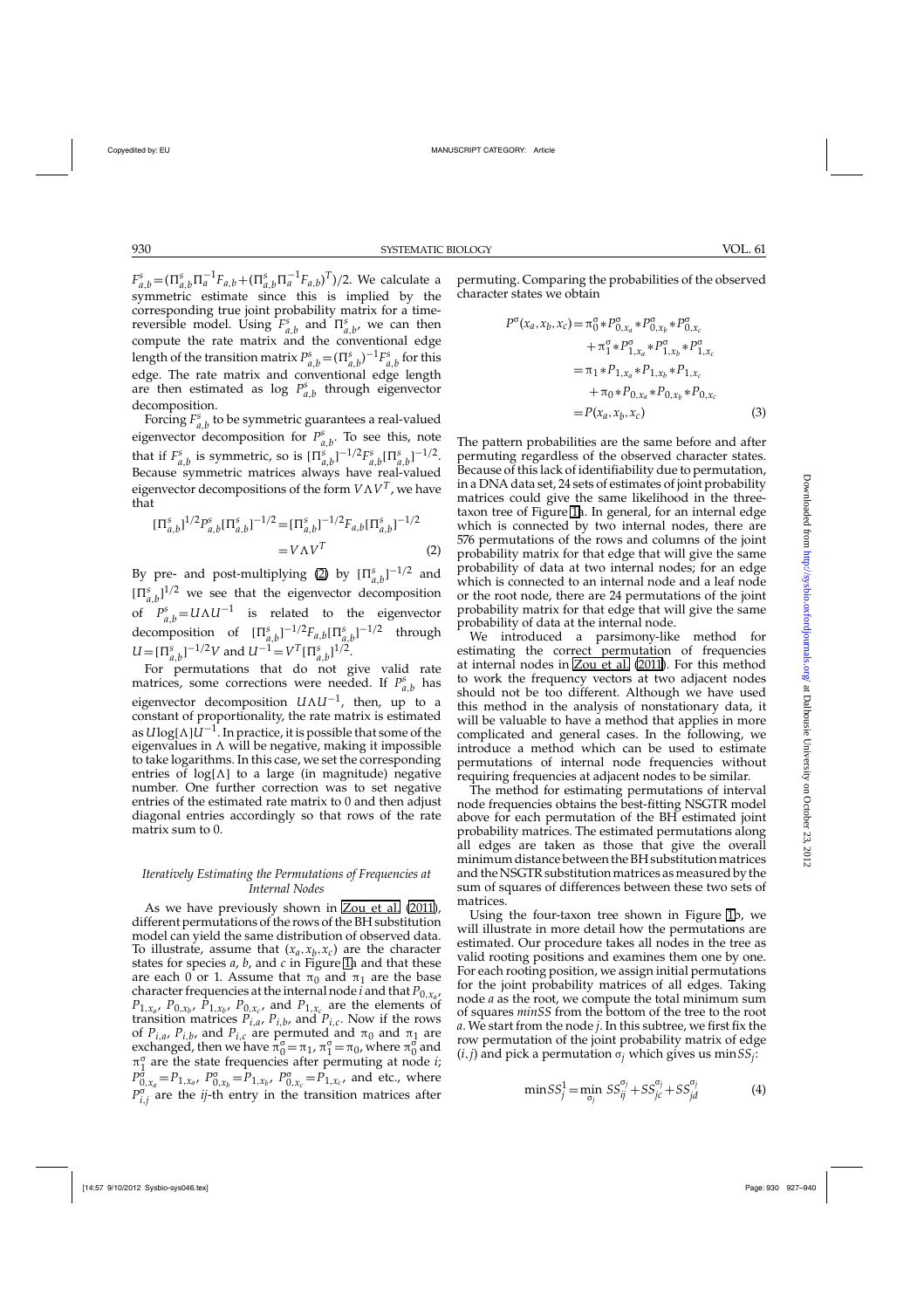$F^s_{a,b} = (\Pi^s_{a,b}\Pi^{-1}_a F_{a,b} + (\Pi^s_{a,b}\Pi^{-1}_a F_{a,b})^T)/2$. We calculate a symmetric estimate since this is implied by the corresponding true joint probability matrix for a time-reversible model. Using $F^s_{a,b}$ and $\Pi^s_{a,b}$, we can then compute the rate matrix and the conventional edge length of the transition matrix $P^s_{a,b} = (\Pi^s_{a,b})^{-1}F^s_{a,b}$ for this edge. The rate matrix and conventional edge length are then estimated as log $P^s_{a,b}$ through eigenvector decomposition.

Forcing $F^s_{a,b}$ to be symmetric guarantees a real-valued eigenvector decomposition for $P^s_{a,b}$. To see this, note that if $F^s_{a,b}$ is symmetric, so is $[\Pi^s_{a,b}]^{-1/2}F^s_{a,b}[\Pi^s_{a,b}]^{-1/2}$. Because symmetric matrices always have real-valued eigenvector decompositions of the form $V\Lambda V^T$, we have that

$$[\Pi^s_{a,b}]^{1/2}P^s_{a,b}[\Pi^s_{a,b}]^{-1/2} = [\Pi^s_{a,b}]^{-1/2}F_{a,b}[\Pi^s_{a,b}]^{-1/2} = V\Lambda V^T \tag{2}$$

By pre- and post-multiplying (2) by $[\Pi^s_{a,b}]^{-1/2}$ and $[\Pi^s_{a,b}]^{1/2}$ we see that the eigenvector decomposition of $P^s_{a,b} = U\Lambda U^{-1}$ is related to the eigenvector decomposition of $[\Pi^s_{a,b}]^{-1/2}F_{a,b}[\Pi^s_{a,b}]^{-1/2}$ through $U = [\Pi^s_{a,b}]^{-1/2}V$ and $U^{-1} = V^T[\Pi^s_{a,b}]^{1/2}$.

For permutations that do not give valid rate matrices, some corrections were needed. If $P^s_{a,b}$ has eigenvector decomposition $U\Lambda U^{-1}$, then, up to a constant of proportionality, the rate matrix is estimated as $U\log[\Lambda]U^{-1}$. In practice, it is possible that some of the eigenvalues in $\Lambda$ will be negative, making it impossible to take logarithms. In this case, we set the corresponding entries of $\log[\Lambda]$ to a large (in magnitude) negative number. One further correction was to set negative entries of the estimated rate matrix to 0 and then adjust diagonal entries accordingly so that rows of the rate matrix sum to 0.

### *Iteratively Estimating the Permutations of Frequencies at Internal Nodes*

As we have previously shown in Zou et al. (2011), different permutations of the rows of the BH substitution model can yield the same distribution of observed data. To illustrate, assume that $(x_a, x_b, x_c)$ are the character states for species $a$, $b$, and $c$ in Figure 1a and that these are each 0 or 1. Assume that $\pi_0$ and $\pi_1$ are the base character frequencies at the internal node $i$ and that $P_{0,x_a}$, $P_{1,x_a}$, $P_{0,x_b}$, $P_{1,x_b}$, $P_{0,x_c}$, and $P_{1,x_c}$ are the elements of transition matrices $P_{i,a}$, $P_{i,b}$, and $P_{i,c}$. Now if the rows of $P_{i,a}$, $P_{i,b}$, and $P_{i,c}$ are permuted and $\pi_0$ and $\pi_1$ are exchanged, then we have $\pi^\sigma_0 = \pi_1$, $\pi^\sigma_1 = \pi_0$, where $\pi^\sigma_0$ and $\pi^\sigma_1$ are the state frequencies after permuting at node $i$; $P^\sigma_{0,x_a} = P_{1,x_a}$, $P^\sigma_{0,x_b} = P_{1,x_b}$, $P^\sigma_{0,x_c} = P_{1,x_c}$, and etc., where $P^\sigma_{i,j}$ are the $ij$-th entry in the transition matrices after permuting. Comparing the probabilities of the observed character states we obtain

$$\begin{aligned}
P^\sigma(x_a, x_b, x_c) &= \pi^\sigma_0 * P^\sigma_{0,x_a} * P^\sigma_{0,x_b} * P^\sigma_{0,x_c} \\
&\quad + \pi^\sigma_1 * P^\sigma_{1,x_a} * P^\sigma_{1,x_b} * P^\sigma_{1,x_c} \\
&= \pi_1 * P_{1,x_a} * P_{1,x_b} * P_{1,x_c} \\
&\quad + \pi_0 * P_{0,x_a} * P_{0,x_b} * P_{0,x_c} \\
&= P(x_a, x_b, x_c)
\end{aligned} \tag{3}$$

The pattern probabilities are the same before and after permuting regardless of the observed character states. Because of this lack of identifiability due to permutation, in a DNA data set, 24 sets of estimates of joint probability matrices could give the same likelihood in the three-taxon tree of Figure 1a. In general, for an internal edge which is connected by two internal nodes, there are 576 permutations of the rows and columns of the joint probability matrix for that edge that will give the same probability of data at two internal nodes; for an edge which is connected to an internal node and a leaf node or the root node, there are 24 permutations of the joint probability matrix for that edge that will give the same probability of data at the internal node.

We introduced a parsimony-like method for estimating the correct permutation of frequencies at internal nodes in Zou et al. (2011). For this method to work the frequency vectors at two adjacent nodes should not be too different. Although we have used this method in the analysis of nonstationary data, it will be valuable to have a method that applies in more complicated and general cases. In the following, we introduce a method which can be used to estimate permutations of internal node frequencies without requiring frequencies at adjacent nodes to be similar.

The method for estimating permutations of interval node frequencies obtains the best-fitting NSGTR model above for each permutation of the BH estimated joint probability matrices. The estimated permutations along all edges are taken as those that give the overall minimum distance between the BH substitution matrices and the NSGTR substitution matrices as measured by the sum of squares of differences between these two sets of matrices.

Using the four-taxon tree shown in Figure 1b, we will illustrate in more detail how the permutations are estimated. Our procedure takes all nodes in the tree as valid rooting positions and examines them one by one. For each rooting position, we assign initial permutations for the joint probability matrices of all edges. Taking node $a$ as the root, we compute the total minimum sum of squares *minSS* from the bottom of the tree to the root $a$. We start from the node $j$. In this subtree, we first fix the row permutation of the joint probability matrix of edge $(i,j)$ and pick a permutation $\sigma_j$ which gives us $\min SS_j$:

$$\min SS^1_j = \min_{\sigma_j} SS^{\sigma_j}_{ij} + SS^{\sigma_j}_{jc} + SS^{\sigma_j}_{jd} \tag{4}$$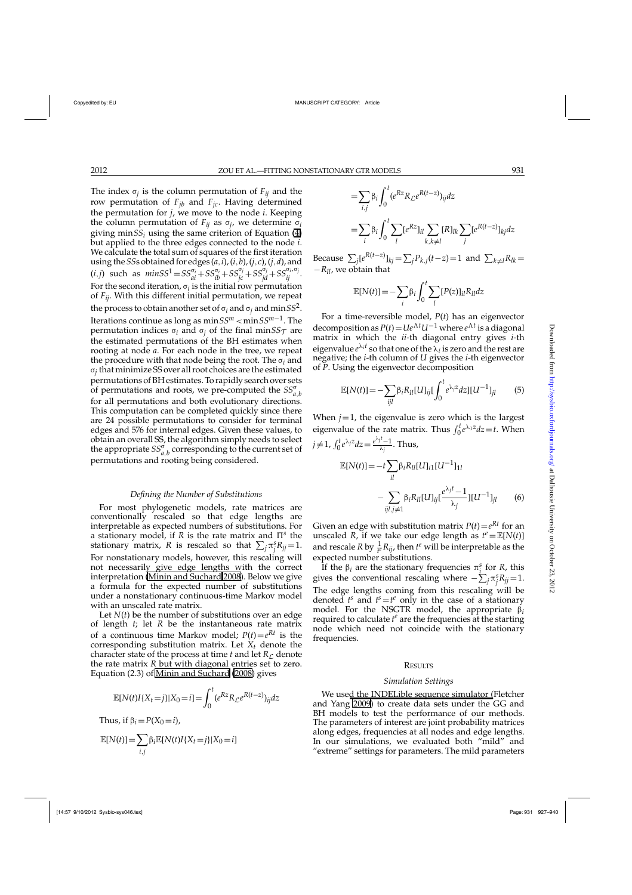The index $\sigma_j$ is the column permutation of $F_{ij}$ and the row permutation of $F_{jb}$ and $F_{jc}$. Having determined the permutation for $j$, we move to the node $i$. Keeping the column permutation of $F_{ij}$ as $\sigma_j$, we determine $\sigma_i$ giving $\min SS_i$ using the same criterion of Equation (4) but applied to the three edges connected to the node $i$. We calculate the total sum of squares of the first iteration using the $SS$s obtained for edges $(a,i),(i,b),(j,c),(j,d)$, and $(i,j)$ such as $minSS^1 = SS^{\sigma_i}_{ai} + SS^{\sigma_i}_{ib} + SS^{\sigma_j}_{jc} + SS^{\sigma_j}_{jd} + SS^{\sigma_i,\sigma_j}_{ij}$. For the second iteration, $\sigma_i$ is the initial row permutation of $F_{ij}$. With this different initial permutation, we repeat the process to obtain another set of $\sigma_i$ and $\sigma_j$ and $\min SS^2$. Iterations continue as long as $\min SS^m < \min SS^{m-1}$. The permutation indices $\sigma_i$ and $\sigma_j$ of the final $\min SS_{\mathcal{T}}$ are the estimated permutations of the BH estimates when rooting at node $a$. For each node in the tree, we repeat the procedure with that node being the root. The $\sigma_i$ and $\sigma_j$ that minimize SS over all root choices are the estimated permutations of BH estimates. To rapidly search over sets of permutations and roots, we pre-computed the $SS^{\sigma}_{a,b}$ for all permutations and both evolutionary directions. This computation can be completed quickly since there are 24 possible permutations to consider for terminal edges and 576 for internal edges. Given these values, to obtain an overall SS, the algorithm simply needs to select the appropriate $SS^{\sigma}_{a,b}$ corresponding to the current set of permutations and rooting being considered.

### *Defining the Number of Substitutions*

For most phylogenetic models, rate matrices are conventionally rescaled so that edge lengths are interpretable as expected numbers of substitutions. For a stationary model, if $R$ is the rate matrix and $\Pi^s$ the stationary matrix, $R$ is rescaled so that $\sum_j \pi^s_j R_{jj} = 1$. For nonstationary models, however, this rescaling will not necessarily give edge lengths with the correct interpretation (Minin and Suchard 2008). Below we give a formula for the expected number of substitutions under a nonstationary continuous-time Markov model with an unscaled rate matrix.

Let $N(t)$ be the number of substitutions over an edge of length $t$; let $R$ be the instantaneous rate matrix of a continuous time Markov model; $P(t) = e^{Rt}$ is the corresponding substitution matrix. Let $X_t$ denote the character state of the process at time $t$ and let $R_{\mathcal{L}}$ denote the rate matrix $R$ but with diagonal entries set to zero. Equation (2.3) of Minin and Suchard (2008) gives

$$\mathbb{E}[N(t)I\{X_t = j\}|X_0 = i] = \int_0^t (e^{Rz} R_{\mathcal{L}} e^{R(t-z)})_{ij} dz$$

Thus, if $\beta_i = P(X_0 = i)$,

$$\mathbb{E}[N(t)] = \sum_{i,j} \beta_i \mathbb{E}[N(t)I\{X_t = j\}|X_0 = i]$$

$$= \sum_{i,j} \beta_i \int_0^t (e^{Rz} R_{\mathcal{L}} e^{R(t-z)})_{ij} dz$$

$$= \sum_i \beta_i \int_0^t \sum_l [e^{Rz}]_{il} \sum_{k,k\neq l} [R]_{lk} \sum_j [e^{R(t-z)}]_{kj} dz$$

Because $\sum_j [e^{R(t-z)}]_{kj} = \sum_j P_{k,j}(t-z) = 1$ and $\sum_{k\neq l} R_{lk} = -R_{ll}$, we obtain that

$$\mathbb{E}[N(t)] = -\sum_i \beta_i \int_0^t \sum_l [P(z)]_{il} R_{ll} dz$$

For a time-reversible model, $P(t)$ has an eigenvector decomposition as $P(t) = U e^{\Lambda t} U^{-1}$ where $e^{\Lambda t}$ is a diagonal matrix in which the $ii$-th diagonal entry gives $i$-th eigenvalue $e^{\lambda_i t}$ so that one of the $\lambda_i$ is zero and the rest are negative; the $i$-th column of $U$ gives the $i$-th eigenvector of $P$. Using the eigenvector decomposition

$$\mathbb{E}[N(t)] = -\sum_{ijl} \beta_i R_{ll} [U]_{ij} [\int_0^t e^{\lambda_j z} dz][U^{-1}]_{jl} \tag{5}$$

When $j = 1$, the eigenvalue is zero which is the largest eigenvalue of the rate matrix. Thus $\int_0^t e^{\lambda_1 z} dz = t$. When $j \neq 1$, $\int_0^t e^{\lambda_j z} dz = \frac{e^{\lambda_j t} - 1}{\lambda_j}$. Thus,

$$\mathbb{E}[N(t)] = -t \sum_{il} \beta_i R_{ll} [U]_{i1} [U^{-1}]_{1l} - \sum_{ijl, j\neq 1} \beta_i R_{ll} [U]_{ij} [\frac{e^{\lambda_j t} - 1}{\lambda_j}][U^{-1}]_{jl} \tag{6}$$

Given an edge with substitution matrix $P(t) = e^{Rt}$ for an unscaled $R$, if we take our edge length as $t^e = \mathbb{E}[N(t)]$ and rescale $R$ by $\frac{1}{t^e} R_{ij}$, then $t^e$ will be interpretable as the expected number substitutions.

If the $\beta_i$ are the stationary frequencies $\pi^s_i$ for $R$, this gives the conventional rescaling where $-\sum_j \pi^s_j R_{jj} = 1$. The edge lengths coming from this rescaling will be denoted $t^s$ and $t^s = t^e$ only in the case of a stationary model. For the NSGTR model, the appropriate $\beta_i$ required to calculate $t^e$ are the frequencies at the starting node which need not coincide with the stationary frequencies.

## Results

### *Simulation Settings*

We used the INDELible sequence simulator (Fletcher and Yang 2009) to create data sets under the GG and BH models to test the performance of our methods. The parameters of interest are joint probability matrices along edges, frequencies at all nodes and edge lengths. In our simulations, we evaluated both "mild" and "extreme" settings for parameters. The mild parameters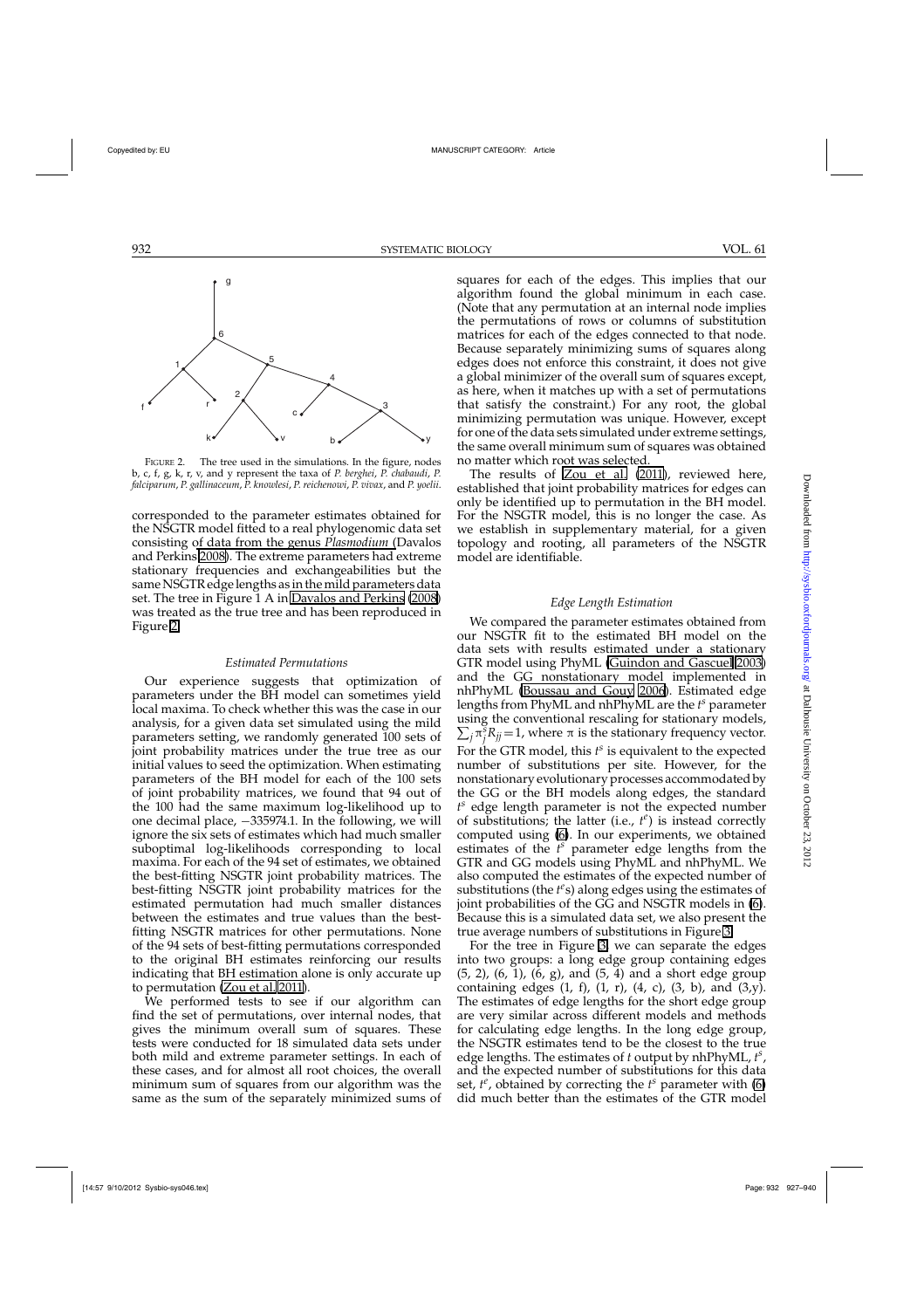FIGURE 2. The tree used in the simulations. In the figure, nodes b, c, f, g, k, r, v, and y represent the taxa of *P. berghei*, *P. chabaudi*, *P. falciparum*, *P. gallinaceum*, *P. knowlesi*, *P. reichenowi*, *P. vivax*, and *P. yoelii*.

corresponded to the parameter estimates obtained for the NSGTR model fitted to a real phylogenomic data set consisting of data from the genus *Plasmodium* (Davalos and Perkins 2008). The extreme parameters had extreme stationary frequencies and exchangeabilities but the same NSGTR edge lengths as in the mild parameters data set. The tree in Figure 1 A in Davalos and Perkins (2008) was treated as the true tree and has been reproduced in Figure 2.

### *Estimated Permutations*

Our experience suggests that optimization of parameters under the BH model can sometimes yield local maxima. To check whether this was the case in our analysis, for a given data set simulated using the mild parameters setting, we randomly generated 100 sets of joint probability matrices under the true tree as our initial values to seed the optimization. When estimating parameters of the BH model for each of the 100 sets of joint probability matrices, we found that 94 out of the 100 had the same maximum log-likelihood up to one decimal place, −335974.1. In the following, we will ignore the six sets of estimates which had much smaller suboptimal log-likelihoods corresponding to local maxima. For each of the 94 set of estimates, we obtained the best-fitting NSGTR joint probability matrices. The best-fitting NSGTR joint probability matrices for the estimated permutation had much smaller distances between the estimates and true values than the best-fitting NSGTR matrices for other permutations. None of the 94 sets of best-fitting permutations corresponded to the original BH estimates reinforcing our results indicating that BH estimation alone is only accurate up to permutation (Zou et al. 2011).

We performed tests to see if our algorithm can find the set of permutations, over internal nodes, that gives the minimum overall sum of squares. These tests were conducted for 18 simulated data sets under both mild and extreme parameter settings. In each of these cases, and for almost all root choices, the overall minimum sum of squares from our algorithm was the same as the sum of the separately minimized sums of squares for each of the edges. This implies that our algorithm found the global minimum in each case. (Note that any permutation at an internal node implies the permutations of rows or columns of substitution matrices for each of the edges connected to that node. Because separately minimizing sums of squares along edges does not enforce this constraint, it does not give a global minimizer of the overall sum of squares except, as here, when it matches up with a set of permutations that satisfy the constraint.) For any root, the global minimizing permutation was unique. However, except for one of the data sets simulated under extreme settings, the same overall minimum sum of squares was obtained no matter which root was selected.

The results of Zou et al. (2011), reviewed here, established that joint probability matrices for edges can only be identified up to permutation in the BH model. For the NSGTR model, this is no longer the case. As we establish in supplementary material, for a given topology and rooting, all parameters of the NSGTR model are identifiable.

### *Edge Length Estimation*

We compared the parameter estimates obtained from our NSGTR fit to the estimated BH model on the data sets with results estimated under a stationary GTR model using PhyML (Guindon and Gascuel 2003) and the GG nonstationary model implemented in nhPhyML (Boussau and Gouy 2006). Estimated edge lengths from PhyML and nhPhyML are the $t^s$ parameter using the conventional rescaling for stationary models, $\sum_j \pi_j^s R_{jj} = 1$, where $\pi$ is the stationary frequency vector. For the GTR model, this $t^s$ is equivalent to the expected number of substitutions per site. However, for the nonstationary evolutionary processes accommodated by the GG or the BH models along edges, the standard $t^s$ edge length parameter is not the expected number of substitutions; the latter (i.e., $t^e$) is instead correctly computed using (6). In our experiments, we obtained estimates of the $t^s$ parameter edge lengths from the GTR and GG models using PhyML and nhPhyML. We also computed the estimates of the expected number of substitutions (the $t^e$s) along edges using the estimates of joint probabilities of the GG and NSGTR models in (6). Because this is a simulated data set, we also present the true average numbers of substitutions in Figure 3.

For the tree in Figure 3, we can separate the edges into two groups: a long edge group containing edges (5, 2), (6, 1), (6, g), and (5, 4) and a short edge group containing edges (1, f), (1, r), (4, c), (3, b), and (3,y). The estimates of edge lengths for the short edge group are very similar across different models and methods for calculating edge lengths. In the long edge group, the NSGTR estimates tend to be the closest to the true edge lengths. The estimates of $t$ output by nhPhyML, $t^s$, and the expected number of substitutions for this data set, $t^e$, obtained by correcting the $t^s$ parameter with (6) did much better than the estimates of the GTR model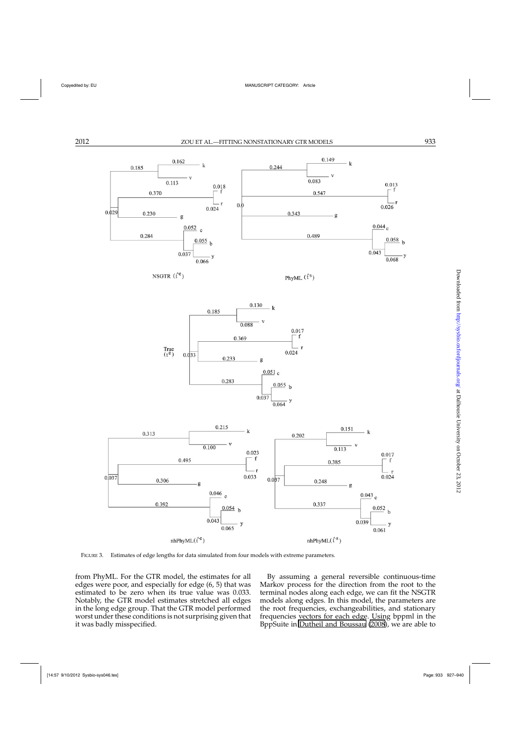FIGURE 3. Estimates of edge lengths for data simulated from four models with extreme parameters.

from PhyML. For the GTR model, the estimates for all edges were poor, and especially for edge (6, 5) that was estimated to be zero when its true value was 0.033. Notably, the GTR model estimates stretched all edges in the long edge group. That the GTR model performed worst under these conditions is not surprising given that it was badly misspecified.

By assuming a general reversible continuous-time Markov process for the direction from the root to the terminal nodes along each edge, we can fit the NSGTR models along edges. In this model, the parameters are the root frequencies, exchangeabilities, and stationary frequencies vectors for each edge. Using bppml in the BppSuite in Dutheil and Boussau (2008), we are able to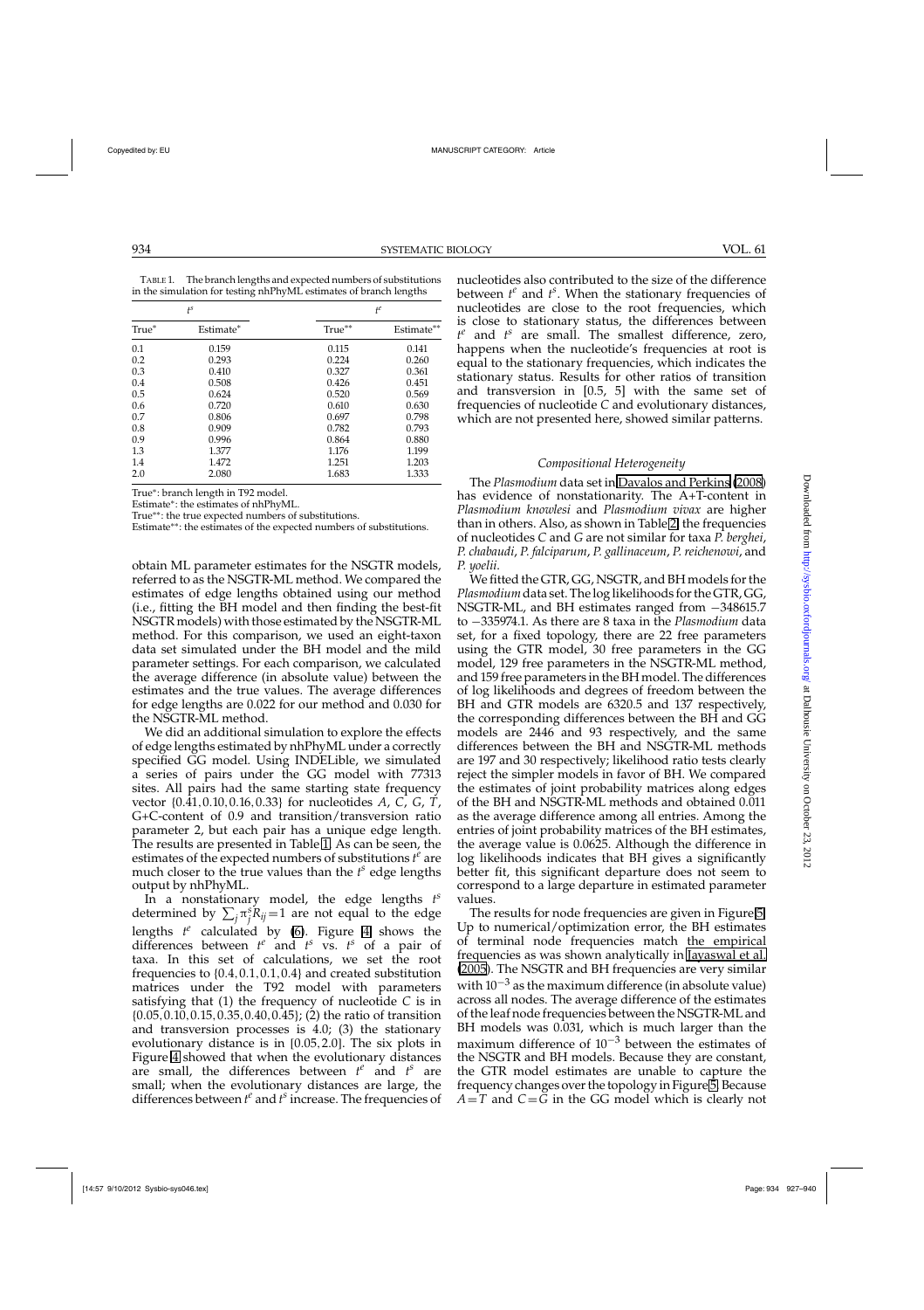TABLE 1. The branch lengths and expected numbers of substitutions in the simulation for testing nhPhyML estimates of branch lengths

| $t^s$ | | $t^e$ | |
|---|---|---|---|
| True* | Estimate* | True** | Estimate** |
| 0.1 | 0.159 | 0.115 | 0.141 |
| 0.2 | 0.293 | 0.224 | 0.260 |
| 0.3 | 0.410 | 0.327 | 0.361 |
| 0.4 | 0.508 | 0.426 | 0.451 |
| 0.5 | 0.624 | 0.520 | 0.569 |
| 0.6 | 0.720 | 0.610 | 0.630 |
| 0.7 | 0.806 | 0.697 | 0.798 |
| 0.8 | 0.909 | 0.782 | 0.793 |
| 0.9 | 0.996 | 0.864 | 0.880 |
| 1.3 | 1.377 | 1.176 | 1.199 |
| 1.4 | 1.472 | 1.251 | 1.203 |
| 2.0 | 2.080 | 1.683 | 1.333 |

True*: branch length in T92 model.
Estimate*: the estimates of nhPhyML.
True**: the true expected numbers of substitutions.
Estimate**: the estimates of the expected numbers of substitutions.

obtain ML parameter estimates for the NSGTR models, referred to as the NSGTR-ML method. We compared the estimates of edge lengths obtained using our method (i.e., fitting the BH model and then finding the best-fit NSGTR models) with those estimated by the NSGTR-ML method. For this comparison, we used an eight-taxon data set simulated under the BH model and the mild parameter settings. For each comparison, we calculated the average difference (in absolute value) between the estimates and the true values. The average differences for edge lengths are 0.022 for our method and 0.030 for the NSGTR-ML method.

We did an additional simulation to explore the effects of edge lengths estimated by nhPhyML under a correctly specified GG model. Using INDELible, we simulated a series of pairs under the GG model with 77313 sites. All pairs had the same starting state frequency vector $\{0.41,0.10,0.16,0.33\}$ for nucleotides $A$, $C$, $G$, $T$, G+C-content of 0.9 and transition/transversion ratio parameter 2, but each pair has a unique edge length. The results are presented in Table 1. As can be seen, the estimates of the expected numbers of substitutions $t^e$ are much closer to the true values than the $t^s$ edge lengths output by nhPhyML.

In a nonstationary model, the edge lengths $t^s$ determined by $\sum_j \pi_j^s R_{ij} = 1$ are not equal to the edge lengths $t^e$ calculated by (6). Figure 4 shows the differences between $t^e$ and $t^s$ vs. $t^s$ of a pair of taxa. In this set of calculations, we set the root frequencies to $\{0.4,0.1,0.1,0.4\}$ and created substitution matrices under the T92 model with parameters satisfying that (1) the frequency of nucleotide $C$ is in $\{0.05,0.10,0.15,0.35,0.40,0.45\}$; (2) the ratio of transition and transversion processes is 4.0; (3) the stationary evolutionary distance is in $[0.05,2.0]$. The six plots in Figure 4 showed that when the evolutionary distances are small, the differences between $t^e$ and $t^s$ are small; when the evolutionary distances are large, the differences between $t^e$ and $t^s$ increase. The frequencies of nucleotides also contributed to the size of the difference between $t^e$ and $t^s$. When the stationary frequencies of nucleotides are close to the root frequencies, which is close to stationary status, the differences between $t^e$ and $t^s$ are small. The smallest difference, zero, happens when the nucleotide's frequencies at root is equal to the stationary frequencies, which indicates the stationary status. Results for other ratios of transition and transversion in $[0.5, 5]$ with the same set of frequencies of nucleotide $C$ and evolutionary distances, which are not presented here, showed similar patterns.

### *Compositional Heterogeneity*

The *Plasmodium* data set in Davalos and Perkins (2008) has evidence of nonstationarity. The A+T-content in *Plasmodium knowlesi* and *Plasmodium vivax* are higher than in others. Also, as shown in Table 2, the frequencies of nucleotides $C$ and $G$ are not similar for taxa *P. berghei*, *P. chabaudi*, *P. falciparum*, *P. gallinaceum*, *P. reichenowi*, and *P. yoelii*.

We fitted the GTR, GG, NSGTR, and BH models for the *Plasmodium* data set. The log likelihoods for the GTR, GG, NSGTR-ML, and BH estimates ranged from $-348615.7$ to $-335974.1$. As there are 8 taxa in the *Plasmodium* data set, for a fixed topology, there are 22 free parameters using the GTR model, 30 free parameters in the GG model, 129 free parameters in the NSGTR-ML method, and 159 free parameters in the BH model. The differences of log likelihoods and degrees of freedom between the BH and GTR models are 6320.5 and 137 respectively, the corresponding differences between the BH and GG models are 2446 and 93 respectively, and the same differences between the BH and NSGTR-ML methods are 197 and 30 respectively; likelihood ratio tests clearly reject the simpler models in favor of BH. We compared the estimates of joint probability matrices along edges of the BH and NSGTR-ML methods and obtained 0.011 as the average difference among all entries. Among the entries of joint probability matrices of the BH estimates, the average value is 0.0625. Although the difference in log likelihoods indicates that BH gives a significantly better fit, this significant departure does not seem to correspond to a large departure in estimated parameter values.

The results for node frequencies are given in Figure 5. Up to numerical/optimization error, the BH estimates of terminal node frequencies match the empirical frequencies as was shown analytically in Jayaswal et al. (2005). The NSGTR and BH frequencies are very similar with $10^{-3}$ as the maximum difference (in absolute value) across all nodes. The average difference of the estimates of the leaf node frequencies between the NSGTR-ML and BH models was 0.031, which is much larger than the maximum difference of $10^{-3}$ between the estimates of the NSGTR and BH models. Because they are constant, the GTR model estimates are unable to capture the frequency changes over the topology in Figure 5. Because $A = T$ and $C = G$ in the GG model which is clearly not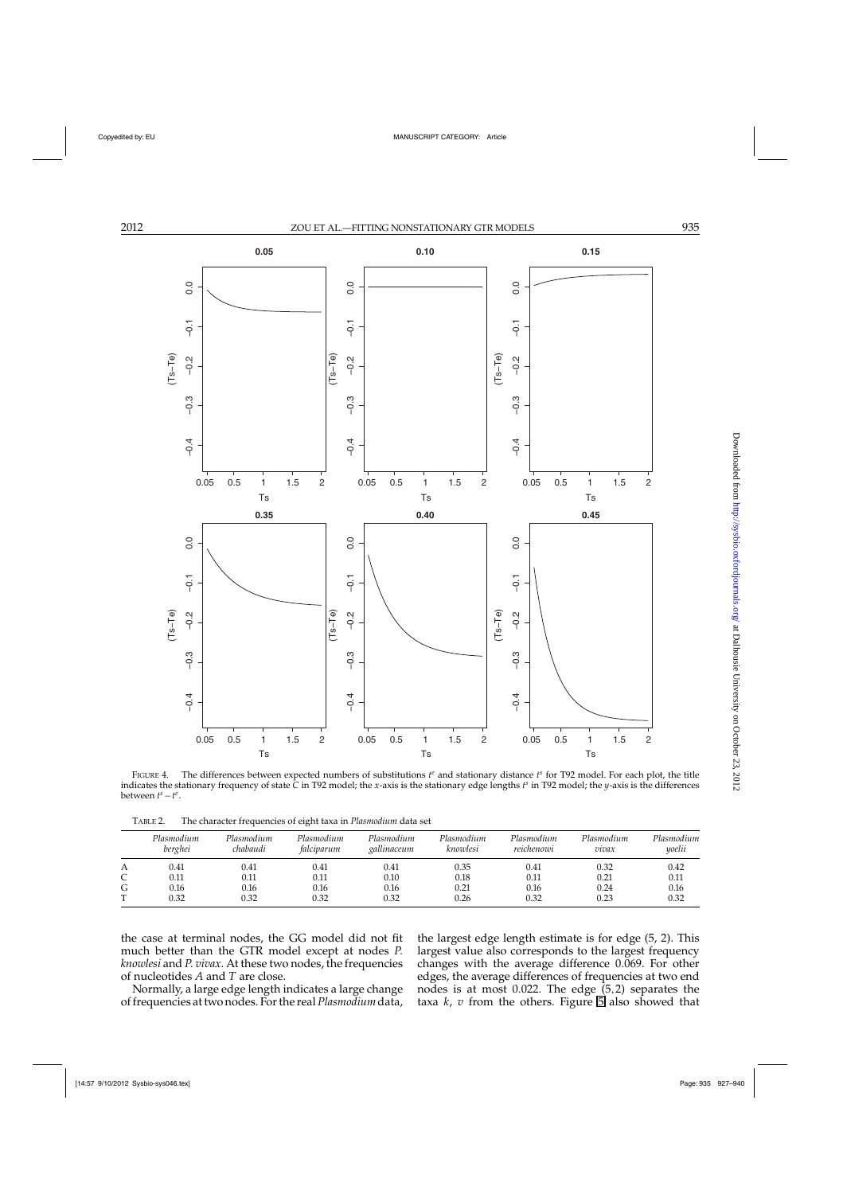FIGURE 4. The differences between expected numbers of substitutions $t^e$ and stationary distance $t^s$ for T92 model. For each plot, the title indicates the stationary frequency of state C in T92 model; the $x$-axis is the stationary edge lengths $t^s$ in T92 model; the $y$-axis is the differences between $t^s - t^e$.

TABLE 2. The character frequencies of eight taxa in *Plasmodium* data set

| | *Plasmodium berghei* | *Plasmodium chabaudi* | *Plasmodium falciparum* | *Plasmodium gallinaceum* | *Plasmodium knowlesi* | *Plasmodium reichenowi* | *Plasmodium vivax* | *Plasmodium yoelii* |
|---|---|---|---|---|---|---|---|---|
| A | 0.41 | 0.41 | 0.41 | 0.41 | 0.35 | 0.41 | 0.32 | 0.42 |
| C | 0.11 | 0.11 | 0.11 | 0.10 | 0.18 | 0.11 | 0.21 | 0.11 |
| G | 0.16 | 0.16 | 0.16 | 0.16 | 0.21 | 0.16 | 0.24 | 0.16 |
| T | 0.32 | 0.32 | 0.32 | 0.32 | 0.26 | 0.32 | 0.23 | 0.32 |

the case at terminal nodes, the GG model did not fit much better than the GTR model except at nodes *P. knowlesi* and *P. vivax*. At these two nodes, the frequencies of nucleotides *A* and *T* are close.

Normally, a large edge length indicates a large change of frequencies at two nodes. For the real *Plasmodium* data, the largest edge length estimate is for edge (5, 2). This largest value also corresponds to the largest frequency changes with the average difference 0.069. For other edges, the average differences of frequencies at two end nodes is at most 0.022. The edge (5,2) separates the taxa $k$, $v$ from the others. Figure 5 also showed that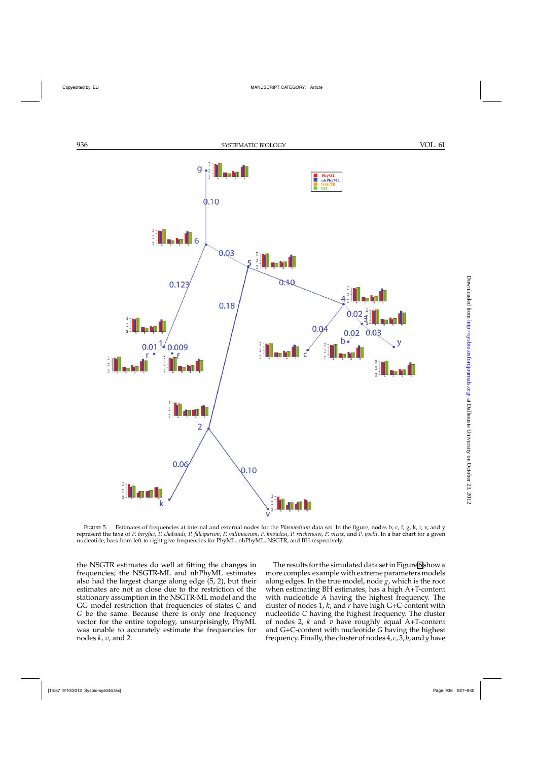FIGURE 5. Estimates of frequencies at internal and external nodes for the *Plasmodium* data set. In the figure, nodes b, c, f, g, k, r, v, and y represent the taxa of *P. berghei*, *P. chabaudi*, *P. falciparum*, *P. gallinaceum*, *P. knowlesi*, *P. reichenowi*, *P. vivax*, and *P. yoelii*. In a bar chart for a given nucleotide, bars from left to right give frequencies for PhyML, nhPhyML, NSGTR, and BH respectively.

the NSGTR estimates do well at fitting the changes in frequencies; the NSGTR-ML and nhPhyML estimates also had the largest change along edge (5, 2), but their estimates are not as close due to the restriction of the stationary assumption in the NSGTR-ML model and the GG model restriction that frequencies of states *C* and *G* be the same. Because there is only one frequency vector for the entire topology, unsurprisingly, PhyML was unable to accurately estimate the frequencies for nodes *k*, *v*, and 2.

The results for the simulated data set in Figure 6 show a more complex example with extreme parameters models along edges. In the true model, node *g*, which is the root when estimating BH estimates, has a high A+T-content with nucleotide *A* having the highest frequency. The cluster of nodes 1, *k*, and *r* have high G+C-content with nucleotide *C* having the highest frequency. The cluster of nodes 2, *k* and *v* have roughly equal A+T-content and G+C-content with nucleotide *G* having the highest frequency. Finally, the cluster of nodes 4, *c*, 3, *b*, and *y* have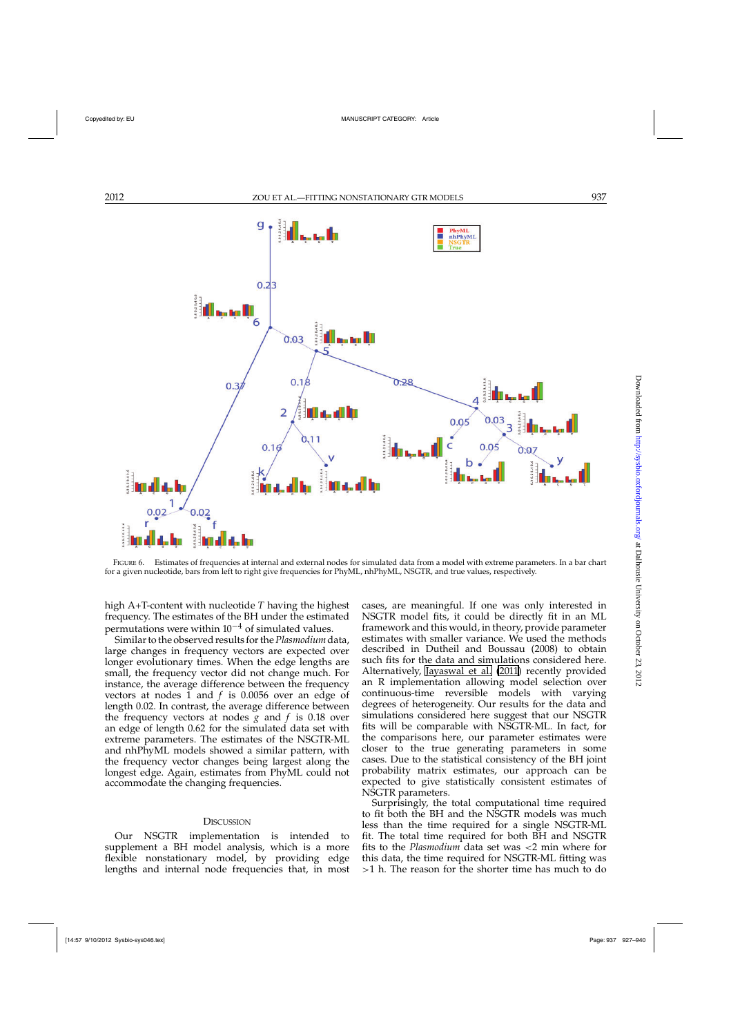FIGURE 6. Estimates of frequencies at internal and external nodes for simulated data from a model with extreme parameters. In a bar chart for a given nucleotide, bars from left to right give frequencies for PhyML, nhPhyML, NSGTR, and true values, respectively.

high A+T-content with nucleotide *T* having the highest frequency. The estimates of the BH under the estimated permutations were within $10^{-4}$ of simulated values.

Similar to the observed results for the *Plasmodium* data, large changes in frequency vectors are expected over longer evolutionary times. When the edge lengths are small, the frequency vector did not change much. For instance, the average difference between the frequency vectors at nodes 1 and *f* is 0.0056 over an edge of length 0.02. In contrast, the average difference between the frequency vectors at nodes *g* and *f* is 0.18 over an edge of length 0.62 for the simulated data set with extreme parameters. The estimates of the NSGTR-ML and nhPhyML models showed a similar pattern, with the frequency vector changes being largest along the longest edge. Again, estimates from PhyML could not accommodate the changing frequencies.

## DISCUSSION

Our NSGTR implementation is intended to supplement a BH model analysis, which is a more flexible nonstationary model, by providing edge lengths and internal node frequencies that, in most cases, are meaningful. If one was only interested in NSGTR model fits, it could be directly fit in an ML framework and this would, in theory, provide parameter estimates with smaller variance. We used the methods described in Dutheil and Boussau (2008) to obtain such fits for the data and simulations considered here. Alternatively, Jayaswal et al. (2011) recently provided an R implementation allowing model selection over continuous-time reversible models with varying degrees of heterogeneity. Our results for the data and simulations considered here suggest that our NSGTR fits will be comparable with NSGTR-ML. In fact, for the comparisons here, our parameter estimates were closer to the true generating parameters in some cases. Due to the statistical consistency of the BH joint probability matrix estimates, our approach can be expected to give statistically consistent estimates of NSGTR parameters.

Surprisingly, the total computational time required to fit both the BH and the NSGTR models was much less than the time required for a single NSGTR-ML fit. The total time required for both BH and NSGTR fits to the *Plasmodium* data set was <2 min where for this data, the time required for NSGTR-ML fitting was >1 h. The reason for the shorter time has much to do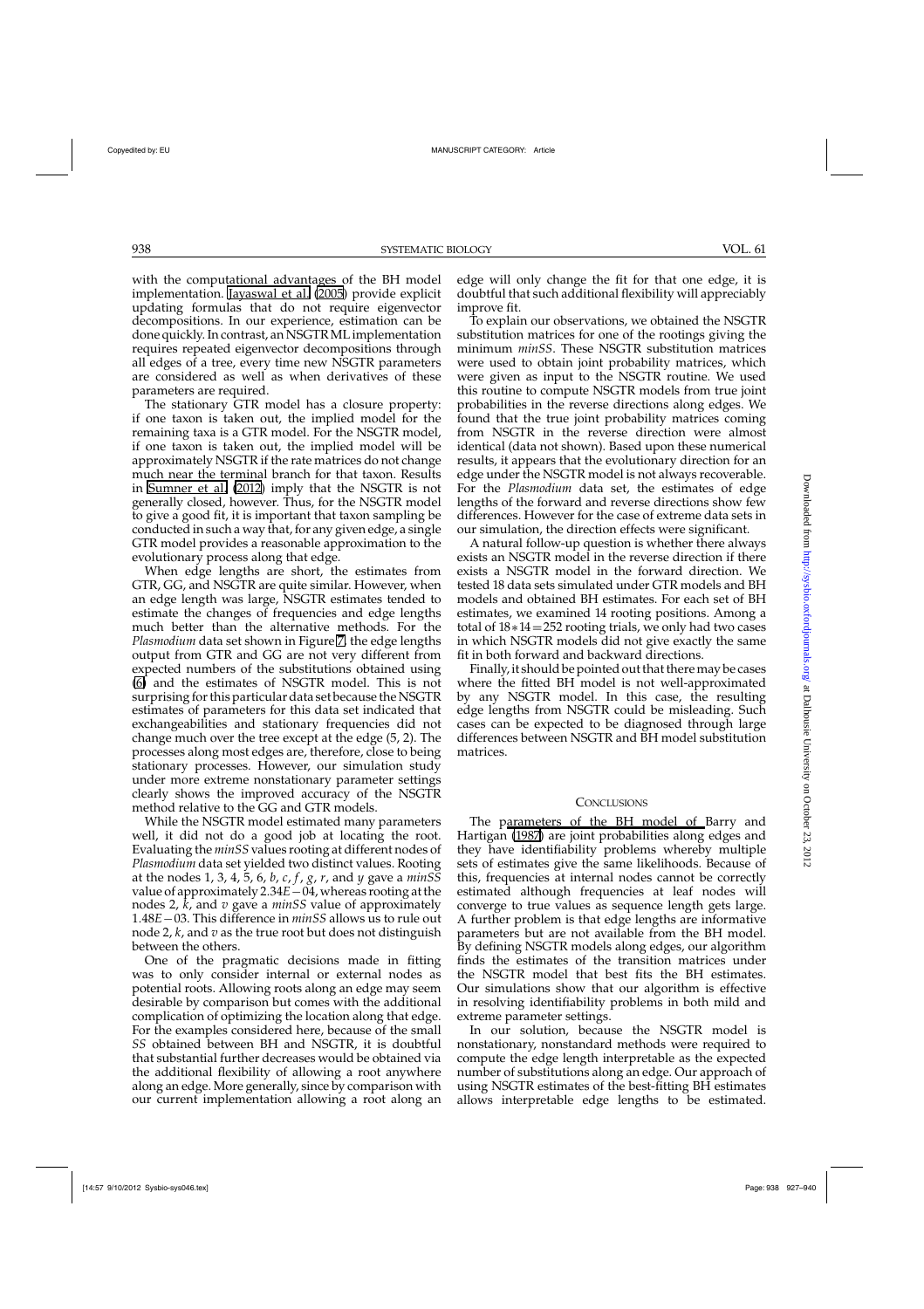with the computational advantages of the BH model implementation. Jayaswal et al. (2005) provide explicit updating formulas that do not require eigenvector decompositions. In our experience, estimation can be done quickly. In contrast, an NSGTR ML implementation requires repeated eigenvector decompositions through all edges of a tree, every time new NSGTR parameters are considered as well as when derivatives of these parameters are required.

The stationary GTR model has a closure property: if one taxon is taken out, the implied model for the remaining taxa is a GTR model. For the NSGTR model, if one taxon is taken out, the implied model will be approximately NSGTR if the rate matrices do not change much near the terminal branch for that taxon. Results in Sumner et al. (2012) imply that the NSGTR is not generally closed, however. Thus, for the NSGTR model to give a good fit, it is important that taxon sampling be conducted in such a way that, for any given edge, a single GTR model provides a reasonable approximation to the evolutionary process along that edge.

When edge lengths are short, the estimates from GTR, GG, and NSGTR are quite similar. However, when an edge length was large, NSGTR estimates tended to estimate the changes of frequencies and edge lengths much better than the alternative methods. For the *Plasmodium* data set shown in Figure 7, the edge lengths output from GTR and GG are not very different from expected numbers of the substitutions obtained using (6) and the estimates of NSGTR model. This is not surprising for this particular data set because the NSGTR estimates of parameters for this data set indicated that exchangeabilities and stationary frequencies did not change much over the tree except at the edge (5, 2). The processes along most edges are, therefore, close to being stationary processes. However, our simulation study under more extreme nonstationary parameter settings clearly shows the improved accuracy of the NSGTR method relative to the GG and GTR models.

While the NSGTR model estimated many parameters well, it did not do a good job at locating the root. Evaluating the *minSS* values rooting at different nodes of *Plasmodium* data set yielded two distinct values. Rooting at the nodes 1, 3, 4, 5, 6, *b*, *c*, *f*, *g*, *r*, and *y* gave a *minSS* value of approximately $2.34E-04$, whereas rooting at the nodes 2, *k*, and *v* gave a *minSS* value of approximately $1.48E-03$. This difference in *minSS* allows us to rule out node 2, *k*, and *v* as the true root but does not distinguish between the others.

One of the pragmatic decisions made in fitting was to only consider internal or external nodes as potential roots. Allowing roots along an edge may seem desirable by comparison but comes with the additional complication of optimizing the location along that edge. For the examples considered here, because of the small *SS* obtained between BH and NSGTR, it is doubtful that substantial further decreases would be obtained via the additional flexibility of allowing a root anywhere along an edge. More generally, since by comparison with our current implementation allowing a root along an edge will only change the fit for that one edge, it is doubtful that such additional flexibility will appreciably improve fit.

To explain our observations, we obtained the NSGTR substitution matrices for one of the rootings giving the minimum *minSS*. These NSGTR substitution matrices were used to obtain joint probability matrices, which were given as input to the NSGTR routine. We used this routine to compute NSGTR models from true joint probabilities in the reverse directions along edges. We found that the true joint probability matrices coming from NSGTR in the reverse direction were almost identical (data not shown). Based upon these numerical results, it appears that the evolutionary direction for an edge under the NSGTR model is not always recoverable. For the *Plasmodium* data set, the estimates of edge lengths of the forward and reverse directions show few differences. However for the case of extreme data sets in our simulation, the direction effects were significant.

A natural follow-up question is whether there always exists an NSGTR model in the reverse direction if there exists a NSGTR model in the forward direction. We tested 18 data sets simulated under GTR models and BH models and obtained BH estimates. For each set of BH estimates, we examined 14 rooting positions. Among a total of $18 * 14 = 252$ rooting trials, we only had two cases in which NSGTR models did not give exactly the same fit in both forward and backward directions.

Finally, it should be pointed out that there may be cases where the fitted BH model is not well-approximated by any NSGTR model. In this case, the resulting edge lengths from NSGTR could be misleading. Such cases can be expected to be diagnosed through large differences between NSGTR and BH model substitution matrices.

## Conclusions

The parameters of the BH model of Barry and Hartigan (1987) are joint probabilities along edges and they have identifiability problems whereby multiple sets of estimates give the same likelihoods. Because of this, frequencies at internal nodes cannot be correctly estimated although frequencies at leaf nodes will converge to true values as sequence length gets large. A further problem is that edge lengths are informative parameters but are not available from the BH model. By defining NSGTR models along edges, our algorithm finds the estimates of the transition matrices under the NSGTR model that best fits the BH estimates. Our simulations show that our algorithm is effective in resolving identifiability problems in both mild and extreme parameter settings.

In our solution, because the NSGTR model is nonstationary, nonstandard methods were required to compute the edge length interpretable as the expected number of substitutions along an edge. Our approach of using NSGTR estimates of the best-fitting BH estimates allows interpretable edge lengths to be estimated.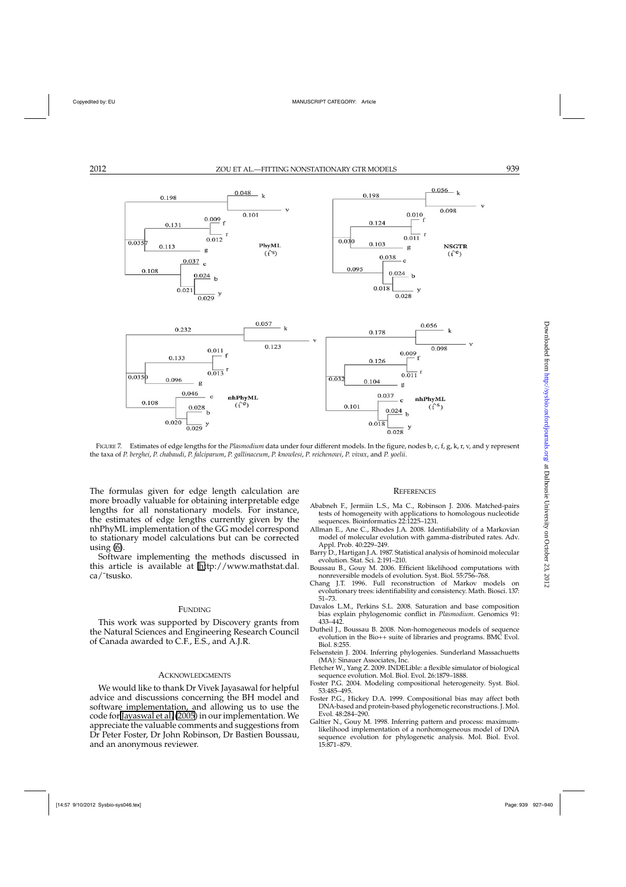FIGURE 7. Estimates of edge lengths for the *Plasmodium* data under four different models. In the figure, nodes b, c, f, g, k, r, v, and y represent the taxa of *P. berghei*, *P. chabaudi*, *P. falciparum*, *P. gallinaceum*, *P. knowlesi*, *P. reichenowi*, *P. vivax*, and *P. yoelii*.

The formulas given for edge length calculation are more broadly valuable for obtaining interpretable edge lengths for all nonstationary models. For instance, the estimates of edge lengths currently given by the nhPhyML implementation of the GG model correspond to stationary model calculations but can be corrected using (6).

Software implementing the methods discussed in this article is available at http://www.mathstat.dal.ca/~tsusko.

## FUNDING

This work was supported by Discovery grants from the Natural Sciences and Engineering Research Council of Canada awarded to C.F., E.S., and A.J.R.

## ACKNOWLEDGMENTS

We would like to thank Dr Vivek Jayasawal for helpful advice and discussions concerning the BH model and software implementation, and allowing us to use the code for Jayaswal et al. (2005) in our implementation. We appreciate the valuable comments and suggestions from Dr Peter Foster, Dr John Robinson, Dr Bastien Boussau, and an anonymous reviewer.

## REFERENCES

Ababneh F., Jermiin L.S., Ma C., Robinson J. 2006. Matched-pairs tests of homogeneity with applications to homologous nucleotide sequences. Bioinformatics 22:1225–1231.

Allman E., Ane C., Rhodes J.A. 2008. Identifiability of a Markovian model of molecular evolution with gamma-distributed rates. Adv. Appl. Prob. 40:229–249.

Barry D., Hartigan J.A. 1987. Statistical analysis of hominoid molecular evolution. Stat. Sci. 2:191–210.

Boussau B., Gouy M. 2006. Efficient likelihood computations with nonreversible models of evolution. Syst. Biol. 55:756–768.

Chang J.T. 1996. Full reconstruction of Markov models on evolutionary trees: identifiability and consistency. Math. Biosci. 137: 51–73.

Davalos L.M., Perkins S.L. 2008. Saturation and base composition bias explain phylogenomic conflict in *Plasmodium*. Genomics 91: 433–442.

Dutheil J., Boussau B. 2008. Non-homogeneous models of sequence evolution in the Bio++ suite of libraries and programs. BMC Evol. Biol. 8:255.

Felsenstein J. 2004. Inferring phylogenies. Sunderland Massachuetts (MA): Sinauer Associates, Inc.

Fletcher W., Yang Z. 2009. INDELible: a flexible simulator of biological sequence evolution. Mol. Biol. Evol. 26:1879–1888.

Foster P.G. 2004. Modeling compositional heterogeneity. Syst. Biol. 53:485–495.

Foster P.G., Hickey D.A. 1999. Compositional bias may affect both DNA-based and protein-based phylogenetic reconstructions. J. Mol. Evol. 48:284–290.

Galtier N., Gouy M. 1998. Inferring pattern and process: maximum-likelihood implementation of a nonhomogeneous model of DNA sequence evolution for phylogenetic analysis. Mol. Biol. Evol. 15:871–879.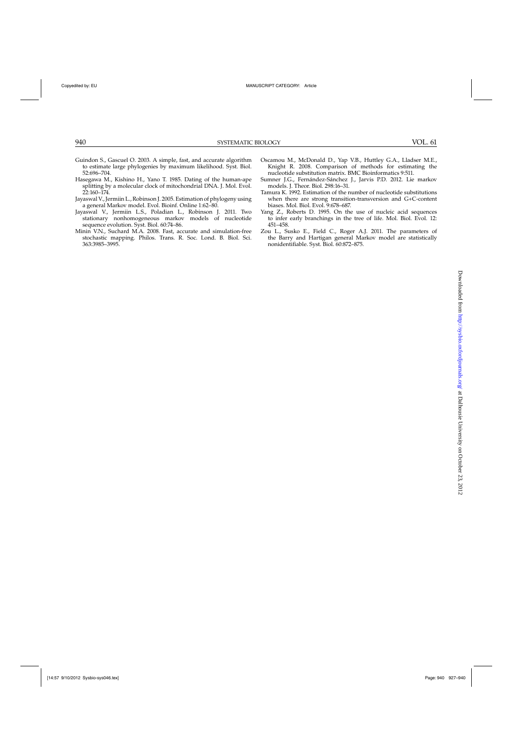Guindon S., Gascuel O. 2003. A simple, fast, and accurate algorithm to estimate large phylogenies by maximum likelihood. Syst. Biol. 52:696–704.

Hasegawa M., Kishino H., Yano T. 1985. Dating of the human-ape splitting by a molecular clock of mitochondrial DNA. J. Mol. Evol. 22:160–174.

Jayaswal V., Jermiin L., Robinson J. 2005. Estimation of phylogeny using a general Markov model. Evol. Bioinf. Online 1:62–80.

Jayaswal V., Jermiin L.S., Poladian L., Robinson J. 2011. Two stationary nonhomogeneous markov models of nucleotide sequence evolution. Syst. Biol. 60:74–86.

Minin V.N., Suchard M.A. 2008. Fast, accurate and simulation-free stochastic mapping. Philos. Trans. R. Soc. Lond. B. Biol. Sci. 363:3985–3995.

Oscamou M., McDonald D., Yap V.B., Huttley G.A., Lladser M.E., Knight R. 2008. Comparison of methods for estimating the nucleotide substitution matrix. BMC Bioinformatics 9:511.

Sumner J.G., Fernández-Sánchez J., Jarvis P.D. 2012. Lie markov models. J. Theor. Biol. 298:16–31.

Tamura K. 1992. Estimation of the number of nucleotide substitutions when there are strong transition-transversion and G+C-content biases. Mol. Biol. Evol. 9:678–687.

Yang Z., Roberts D. 1995. On the use of nucleic acid sequences to infer early branchings in the tree of life. Mol. Biol. Evol. 12: 451–458.

Zou L., Susko E., Field C., Roger A.J. 2011. The parameters of the Barry and Hartigan general Markov model are statistically nonidentifiable. Syst. Biol. 60:872–875.